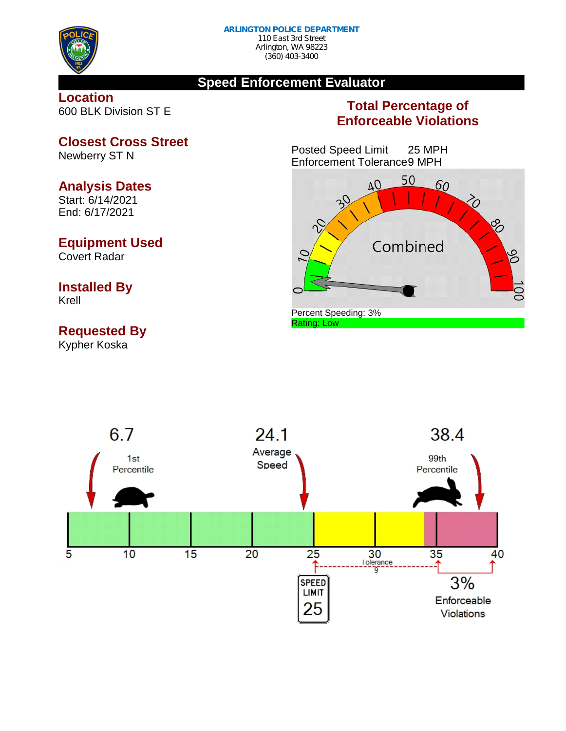**ARLINGTON POLICE DEPARTMENT**
110 East 3rd Street
Arlington, WA 98223
(360) 403-3400

# Speed Enforcement Evaluator

## Location
600 BLK Division ST E

## Closest Cross Street
Newberry ST N

## Analysis Dates
Start: 6/14/2021
End: 6/17/2021

## Equipment Used
Covert Radar

## Installed By
Krell

## Requested By
Kypher Koska

## Total Percentage of Enforceable Violations

Posted Speed Limit 25 MPH
Enforcement Tolerance 9 MPH

Combined

Percent Speeding: 3%
Rating: Low

6.7 — 1st Percentile
24.1 — Average Speed
38.4 — 99th Percentile

5 10 15 20 25 30 35 40

Tolerance 9

SPEED LIMIT 25

3% Enforceable Violations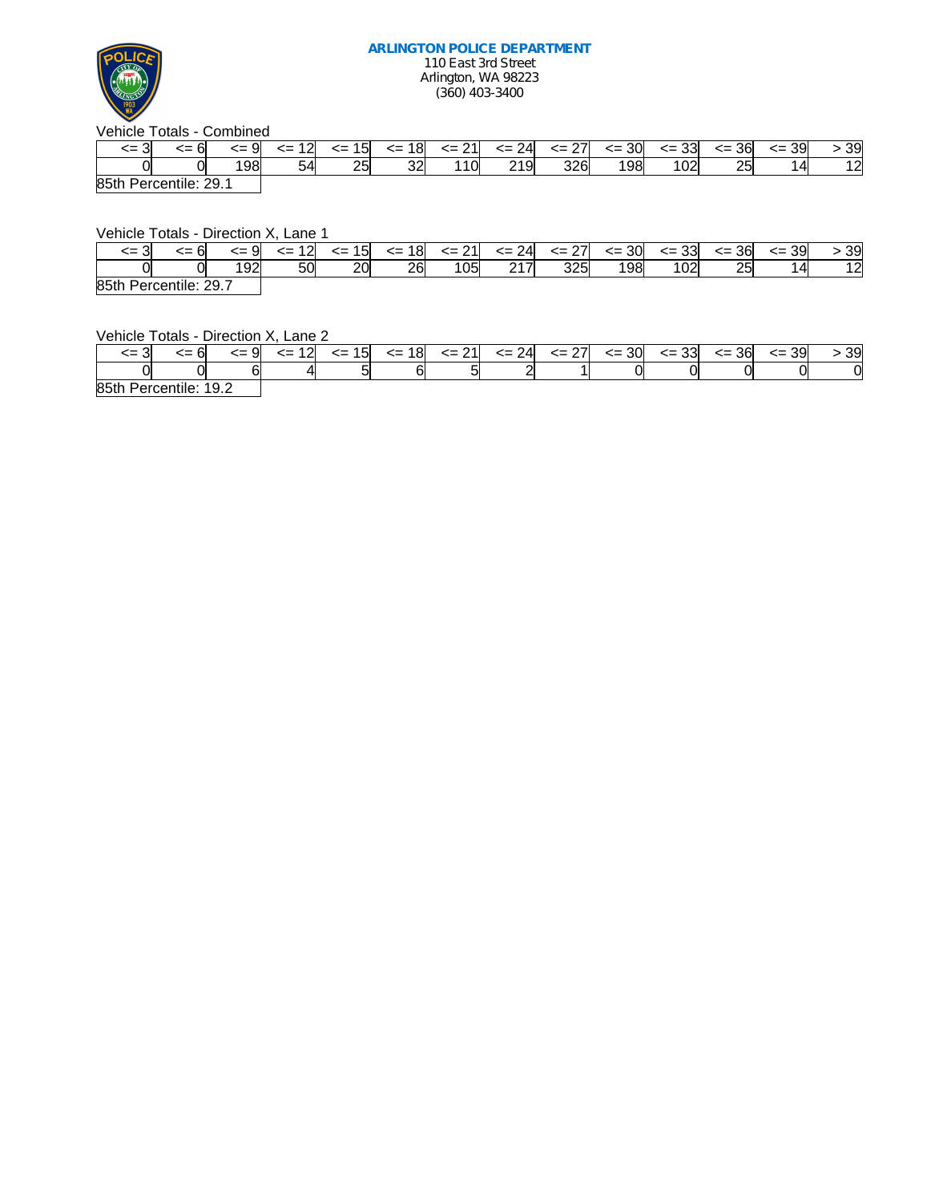**ARLINGTON POLICE DEPARTMENT**
110 East 3rd Street
Arlington, WA 98223
(360) 403-3400

Vehicle Totals - Combined

| <= 3 | <= 6 | <= 9 | <= 12 | <= 15 | <= 18 | <= 21 | <= 24 | <= 27 | <= 30 | <= 33 | <= 36 | <= 39 | > 39 |
|---|---|---|---|---|---|---|---|---|---|---|---|---|---|
| 0 | 0 | 198 | 54 | 25 | 32 | 110 | 219 | 326 | 198 | 102 | 25 | 14 | 12 |

85th Percentile: 29.1

Vehicle Totals - Direction X, Lane 1

| <= 3 | <= 6 | <= 9 | <= 12 | <= 15 | <= 18 | <= 21 | <= 24 | <= 27 | <= 30 | <= 33 | <= 36 | <= 39 | > 39 |
|---|---|---|---|---|---|---|---|---|---|---|---|---|---|
| 0 | 0 | 192 | 50 | 20 | 26 | 105 | 217 | 325 | 198 | 102 | 25 | 14 | 12 |

85th Percentile: 29.7

Vehicle Totals - Direction X, Lane 2

| <= 3 | <= 6 | <= 9 | <= 12 | <= 15 | <= 18 | <= 21 | <= 24 | <= 27 | <= 30 | <= 33 | <= 36 | <= 39 | > 39 |
|---|---|---|---|---|---|---|---|---|---|---|---|---|---|
| 0 | 0 | 6 | 4 | 5 | 6 | 5 | 2 | 1 | 0 | 0 | 0 | 0 | 0 |

85th Percentile: 19.2